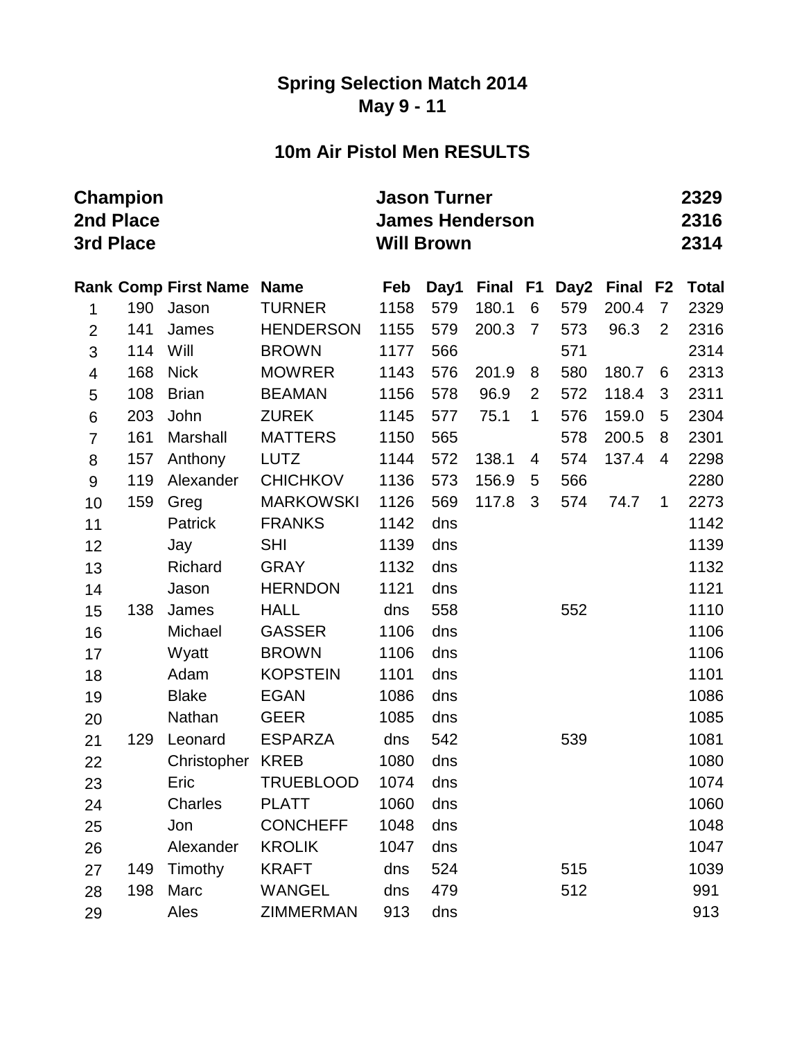# Spring Selection Match 2014

## May 9 - 11

## 10m Air Pistol Men RESULTS

| | | |
|---|---|---|
| **Champion** | **Jason Turner** | **2329** |
| **2nd Place** | **James Henderson** | **2316** |
| **3rd Place** | **Will Brown** | **2314** |

| Rank | Comp | First Name | Name | Feb | Day1 | Final | F1 | Day2 | Final | F2 | Total |
|---|---|---|---|---|---|---|---|---|---|---|---|
| 1 | 190 | Jason | TURNER | 1158 | 579 | 180.1 | 6 | 579 | 200.4 | 7 | 2329 |
| 2 | 141 | James | HENDERSON | 1155 | 579 | 200.3 | 7 | 573 | 96.3 | 2 | 2316 |
| 3 | 114 | Will | BROWN | 1177 | 566 | | | 571 | | | 2314 |
| 4 | 168 | Nick | MOWRER | 1143 | 576 | 201.9 | 8 | 580 | 180.7 | 6 | 2313 |
| 5 | 108 | Brian | BEAMAN | 1156 | 578 | 96.9 | 2 | 572 | 118.4 | 3 | 2311 |
| 6 | 203 | John | ZUREK | 1145 | 577 | 75.1 | 1 | 576 | 159.0 | 5 | 2304 |
| 7 | 161 | Marshall | MATTERS | 1150 | 565 | | | 578 | 200.5 | 8 | 2301 |
| 8 | 157 | Anthony | LUTZ | 1144 | 572 | 138.1 | 4 | 574 | 137.4 | 4 | 2298 |
| 9 | 119 | Alexander | CHICHKOV | 1136 | 573 | 156.9 | 5 | 566 | | | 2280 |
| 10 | 159 | Greg | MARKOWSKI | 1126 | 569 | 117.8 | 3 | 574 | 74.7 | 1 | 2273 |
| 11 | | Patrick | FRANKS | 1142 | dns | | | | | | 1142 |
| 12 | | Jay | SHI | 1139 | dns | | | | | | 1139 |
| 13 | | Richard | GRAY | 1132 | dns | | | | | | 1132 |
| 14 | | Jason | HERNDON | 1121 | dns | | | | | | 1121 |
| 15 | 138 | James | HALL | dns | 558 | | | 552 | | | 1110 |
| 16 | | Michael | GASSER | 1106 | dns | | | | | | 1106 |
| 17 | | Wyatt | BROWN | 1106 | dns | | | | | | 1106 |
| 18 | | Adam | KOPSTEIN | 1101 | dns | | | | | | 1101 |
| 19 | | Blake | EGAN | 1086 | dns | | | | | | 1086 |
| 20 | | Nathan | GEER | 1085 | dns | | | | | | 1085 |
| 21 | 129 | Leonard | ESPARZA | dns | 542 | | | 539 | | | 1081 |
| 22 | | Christopher | KREB | 1080 | dns | | | | | | 1080 |
| 23 | | Eric | TRUEBLOOD | 1074 | dns | | | | | | 1074 |
| 24 | | Charles | PLATT | 1060 | dns | | | | | | 1060 |
| 25 | | Jon | CONCHEFF | 1048 | dns | | | | | | 1048 |
| 26 | | Alexander | KROLIK | 1047 | dns | | | | | | 1047 |
| 27 | 149 | Timothy | KRAFT | dns | 524 | | | 515 | | | 1039 |
| 28 | 198 | Marc | WANGEL | dns | 479 | | | 512 | | | 991 |
| 29 | | Ales | ZIMMERMAN | 913 | dns | | | | | | 913 |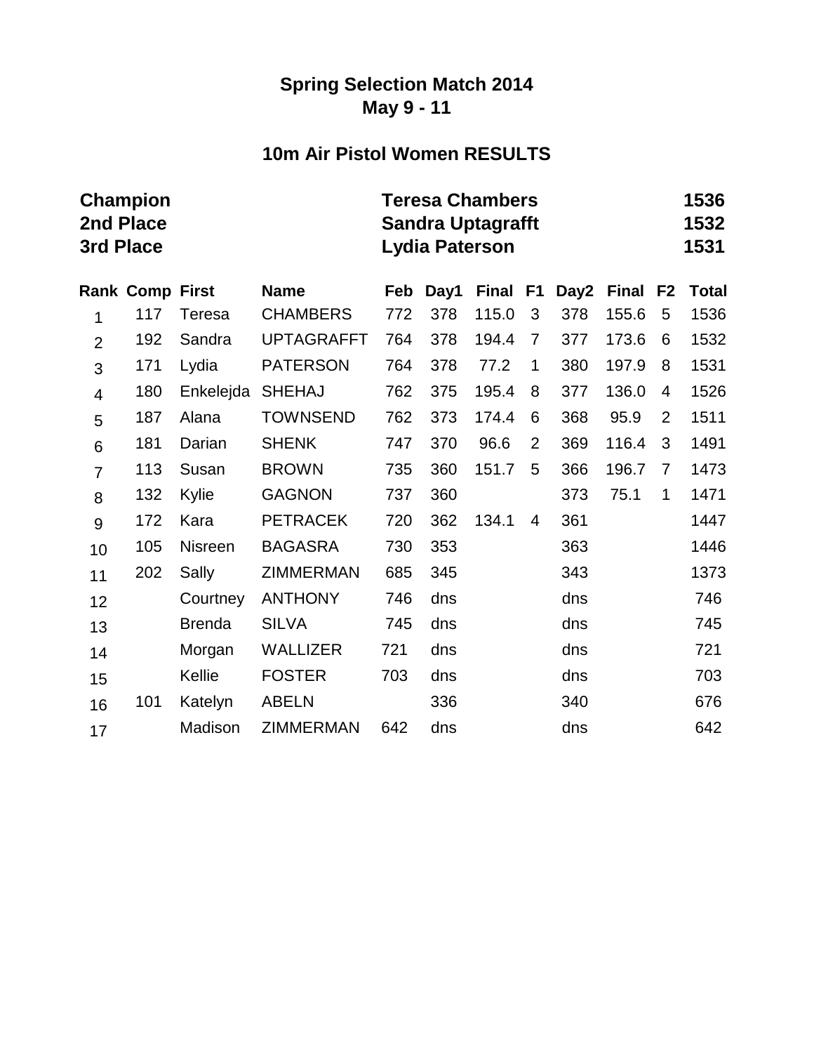# Spring Selection Match 2014
## May 9 - 11

## 10m Air Pistol Women RESULTS

| | | |
|---|---|---|
| **Champion** | **Teresa Chambers** | **1536** |
| **2nd Place** | **Sandra Uptagrafft** | **1532** |
| **3rd Place** | **Lydia Paterson** | **1531** |

| Rank | Comp | First | Name | Feb | Day1 | Final | F1 | Day2 | Final | F2 | Total |
|---|---|---|---|---|---|---|---|---|---|---|---|
| 1 | 117 | Teresa | CHAMBERS | 772 | 378 | 115.0 | 3 | 378 | 155.6 | 5 | 1536 |
| 2 | 192 | Sandra | UPTAGRAFFT | 764 | 378 | 194.4 | 7 | 377 | 173.6 | 6 | 1532 |
| 3 | 171 | Lydia | PATERSON | 764 | 378 | 77.2 | 1 | 380 | 197.9 | 8 | 1531 |
| 4 | 180 | Enkelejda | SHEHAJ | 762 | 375 | 195.4 | 8 | 377 | 136.0 | 4 | 1526 |
| 5 | 187 | Alana | TOWNSEND | 762 | 373 | 174.4 | 6 | 368 | 95.9 | 2 | 1511 |
| 6 | 181 | Darian | SHENK | 747 | 370 | 96.6 | 2 | 369 | 116.4 | 3 | 1491 |
| 7 | 113 | Susan | BROWN | 735 | 360 | 151.7 | 5 | 366 | 196.7 | 7 | 1473 |
| 8 | 132 | Kylie | GAGNON | 737 | 360 | | | 373 | 75.1 | 1 | 1471 |
| 9 | 172 | Kara | PETRACEK | 720 | 362 | 134.1 | 4 | 361 | | | 1447 |
| 10 | 105 | Nisreen | BAGASRA | 730 | 353 | | | 363 | | | 1446 |
| 11 | 202 | Sally | ZIMMERMAN | 685 | 345 | | | 343 | | | 1373 |
| 12 | | Courtney | ANTHONY | 746 | dns | | | dns | | | 746 |
| 13 | | Brenda | SILVA | 745 | dns | | | dns | | | 745 |
| 14 | | Morgan | WALLIZER | 721 | dns | | | dns | | | 721 |
| 15 | | Kellie | FOSTER | 703 | dns | | | dns | | | 703 |
| 16 | 101 | Katelyn | ABELN | | 336 | | | 340 | | | 676 |
| 17 | | Madison | ZIMMERMAN | 642 | dns | | | dns | | | 642 |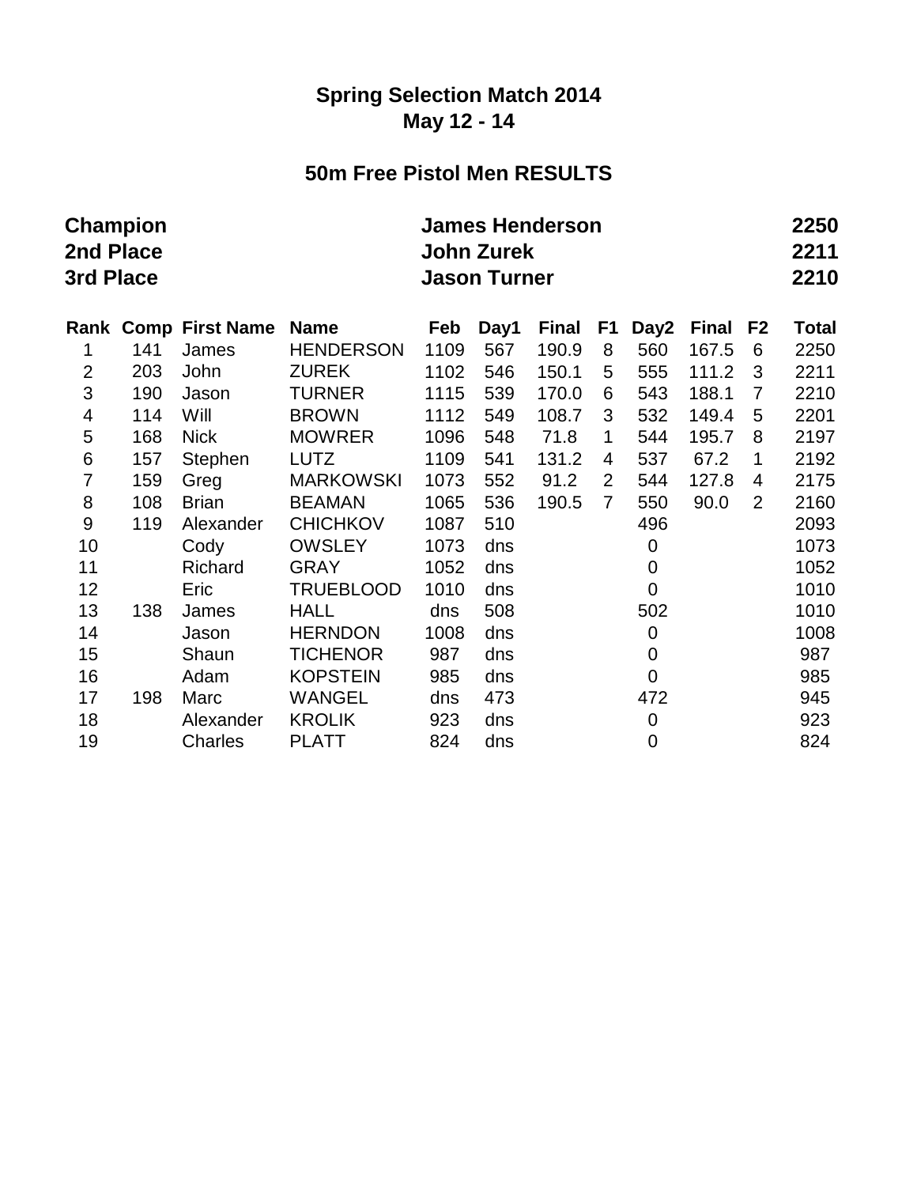# Spring Selection Match 2014
## May 12 - 14

## 50m Free Pistol Men RESULTS

| | | |
|---|---|---|
| **Champion** | **James Henderson** | **2250** |
| **2nd Place** | **John Zurek** | **2211** |
| **3rd Place** | **Jason Turner** | **2210** |

| Rank | Comp | First Name | Name | Feb | Day1 | Final | F1 | Day2 | Final | F2 | Total |
|---|---|---|---|---|---|---|---|---|---|---|---|
| 1 | 141 | James | HENDERSON | 1109 | 567 | 190.9 | 8 | 560 | 167.5 | 6 | 2250 |
| 2 | 203 | John | ZUREK | 1102 | 546 | 150.1 | 5 | 555 | 111.2 | 3 | 2211 |
| 3 | 190 | Jason | TURNER | 1115 | 539 | 170.0 | 6 | 543 | 188.1 | 7 | 2210 |
| 4 | 114 | Will | BROWN | 1112 | 549 | 108.7 | 3 | 532 | 149.4 | 5 | 2201 |
| 5 | 168 | Nick | MOWRER | 1096 | 548 | 71.8 | 1 | 544 | 195.7 | 8 | 2197 |
| 6 | 157 | Stephen | LUTZ | 1109 | 541 | 131.2 | 4 | 537 | 67.2 | 1 | 2192 |
| 7 | 159 | Greg | MARKOWSKI | 1073 | 552 | 91.2 | 2 | 544 | 127.8 | 4 | 2175 |
| 8 | 108 | Brian | BEAMAN | 1065 | 536 | 190.5 | 7 | 550 | 90.0 | 2 | 2160 |
| 9 | 119 | Alexander | CHICHKOV | 1087 | 510 | | | 496 | | | 2093 |
| 10 | | Cody | OWSLEY | 1073 | dns | | | 0 | | | 1073 |
| 11 | | Richard | GRAY | 1052 | dns | | | 0 | | | 1052 |
| 12 | | Eric | TRUEBLOOD | 1010 | dns | | | 0 | | | 1010 |
| 13 | 138 | James | HALL | dns | 508 | | | 502 | | | 1010 |
| 14 | | Jason | HERNDON | 1008 | dns | | | 0 | | | 1008 |
| 15 | | Shaun | TICHENOR | 987 | dns | | | 0 | | | 987 |
| 16 | | Adam | KOPSTEIN | 985 | dns | | | 0 | | | 985 |
| 17 | 198 | Marc | WANGEL | dns | 473 | | | 472 | | | 945 |
| 18 | | Alexander | KROLIK | 923 | dns | | | 0 | | | 923 |
| 19 | | Charles | PLATT | 824 | dns | | | 0 | | | 824 |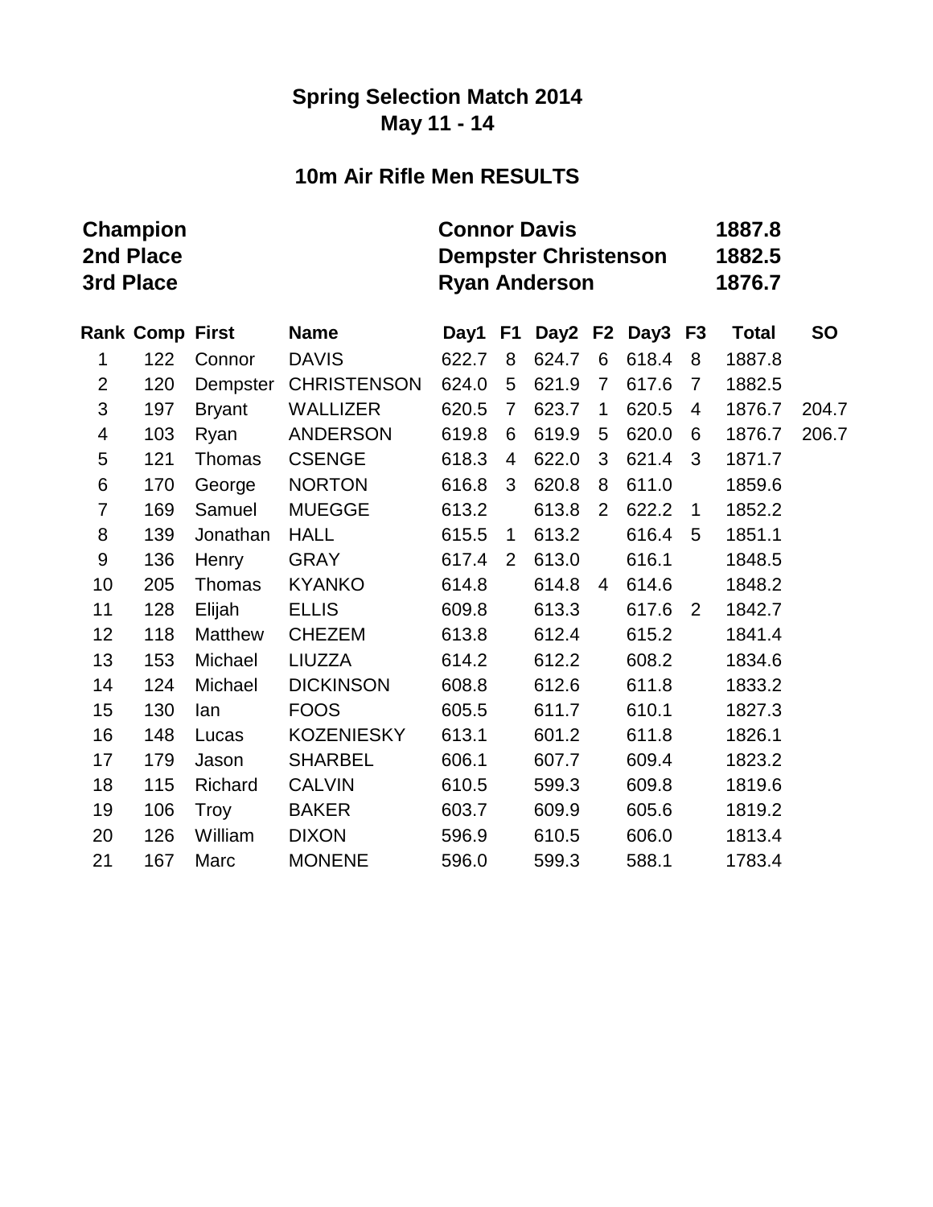# Spring Selection Match 2014

## May 11 - 14

## 10m Air Rifle Men RESULTS

| | | |
|---|---|---|
| **Champion** | **Connor Davis** | **1887.8** |
| **2nd Place** | **Dempster Christenson** | **1882.5** |
| **3rd Place** | **Ryan Anderson** | **1876.7** |

| Rank | Comp | First | Name | Day1 | F1 | Day2 | F2 | Day3 | F3 | Total | SO |
|---|---|---|---|---|---|---|---|---|---|---|---|
| 1 | 122 | Connor | DAVIS | 622.7 | 8 | 624.7 | 6 | 618.4 | 8 | 1887.8 | |
| 2 | 120 | Dempster | CHRISTENSON | 624.0 | 5 | 621.9 | 7 | 617.6 | 7 | 1882.5 | |
| 3 | 197 | Bryant | WALLIZER | 620.5 | 7 | 623.7 | 1 | 620.5 | 4 | 1876.7 | 204.7 |
| 4 | 103 | Ryan | ANDERSON | 619.8 | 6 | 619.9 | 5 | 620.0 | 6 | 1876.7 | 206.7 |
| 5 | 121 | Thomas | CSENGE | 618.3 | 4 | 622.0 | 3 | 621.4 | 3 | 1871.7 | |
| 6 | 170 | George | NORTON | 616.8 | 3 | 620.8 | 8 | 611.0 | | 1859.6 | |
| 7 | 169 | Samuel | MUEGGE | 613.2 | | 613.8 | 2 | 622.2 | 1 | 1852.2 | |
| 8 | 139 | Jonathan | HALL | 615.5 | 1 | 613.2 | | 616.4 | 5 | 1851.1 | |
| 9 | 136 | Henry | GRAY | 617.4 | 2 | 613.0 | | 616.1 | | 1848.5 | |
| 10 | 205 | Thomas | KYANKO | 614.8 | | 614.8 | 4 | 614.6 | | 1848.2 | |
| 11 | 128 | Elijah | ELLIS | 609.8 | | 613.3 | | 617.6 | 2 | 1842.7 | |
| 12 | 118 | Matthew | CHEZEM | 613.8 | | 612.4 | | 615.2 | | 1841.4 | |
| 13 | 153 | Michael | LIUZZA | 614.2 | | 612.2 | | 608.2 | | 1834.6 | |
| 14 | 124 | Michael | DICKINSON | 608.8 | | 612.6 | | 611.8 | | 1833.2 | |
| 15 | 130 | Ian | FOOS | 605.5 | | 611.7 | | 610.1 | | 1827.3 | |
| 16 | 148 | Lucas | KOZENIESKY | 613.1 | | 601.2 | | 611.8 | | 1826.1 | |
| 17 | 179 | Jason | SHARBEL | 606.1 | | 607.7 | | 609.4 | | 1823.2 | |
| 18 | 115 | Richard | CALVIN | 610.5 | | 599.3 | | 609.8 | | 1819.6 | |
| 19 | 106 | Troy | BAKER | 603.7 | | 609.9 | | 605.6 | | 1819.2 | |
| 20 | 126 | William | DIXON | 596.9 | | 610.5 | | 606.0 | | 1813.4 | |
| 21 | 167 | Marc | MONENE | 596.0 | | 599.3 | | 588.1 | | 1783.4 | |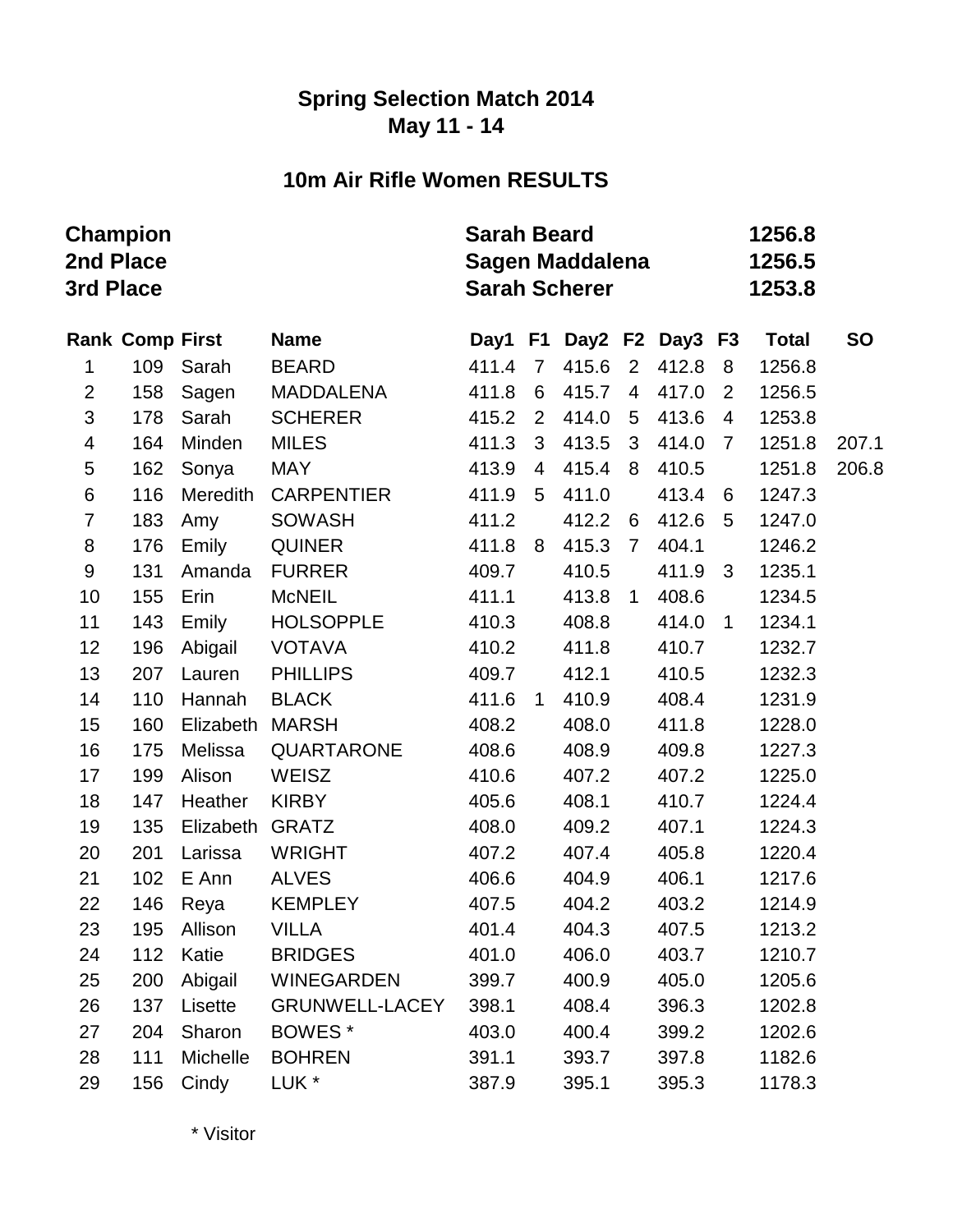# Spring Selection Match 2014

## May 11 - 14

## 10m Air Rifle Women RESULTS

| | | |
|---|---|---|
| **Champion** | **Sarah Beard** | **1256.8** |
| **2nd Place** | **Sagen Maddalena** | **1256.5** |
| **3rd Place** | **Sarah Scherer** | **1253.8** |

| Rank | Comp | First | Name | Day1 | F1 | Day2 | F2 | Day3 | F3 | Total | SO |
|---|---|---|---|---|---|---|---|---|---|---|---|
| 1 | 109 | Sarah | BEARD | 411.4 | 7 | 415.6 | 2 | 412.8 | 8 | 1256.8 | |
| 2 | 158 | Sagen | MADDALENA | 411.8 | 6 | 415.7 | 4 | 417.0 | 2 | 1256.5 | |
| 3 | 178 | Sarah | SCHERER | 415.2 | 2 | 414.0 | 5 | 413.6 | 4 | 1253.8 | |
| 4 | 164 | Minden | MILES | 411.3 | 3 | 413.5 | 3 | 414.0 | 7 | 1251.8 | 207.1 |
| 5 | 162 | Sonya | MAY | 413.9 | 4 | 415.4 | 8 | 410.5 | | 1251.8 | 206.8 |
| 6 | 116 | Meredith | CARPENTIER | 411.9 | 5 | 411.0 | | 413.4 | 6 | 1247.3 | |
| 7 | 183 | Amy | SOWASH | 411.2 | | 412.2 | 6 | 412.6 | 5 | 1247.0 | |
| 8 | 176 | Emily | QUINER | 411.8 | 8 | 415.3 | 7 | 404.1 | | 1246.2 | |
| 9 | 131 | Amanda | FURRER | 409.7 | | 410.5 | | 411.9 | 3 | 1235.1 | |
| 10 | 155 | Erin | McNEIL | 411.1 | | 413.8 | 1 | 408.6 | | 1234.5 | |
| 11 | 143 | Emily | HOLSOPPLE | 410.3 | | 408.8 | | 414.0 | 1 | 1234.1 | |
| 12 | 196 | Abigail | VOTAVA | 410.2 | | 411.8 | | 410.7 | | 1232.7 | |
| 13 | 207 | Lauren | PHILLIPS | 409.7 | | 412.1 | | 410.5 | | 1232.3 | |
| 14 | 110 | Hannah | BLACK | 411.6 | 1 | 410.9 | | 408.4 | | 1231.9 | |
| 15 | 160 | Elizabeth | MARSH | 408.2 | | 408.0 | | 411.8 | | 1228.0 | |
| 16 | 175 | Melissa | QUARTARONE | 408.6 | | 408.9 | | 409.8 | | 1227.3 | |
| 17 | 199 | Alison | WEISZ | 410.6 | | 407.2 | | 407.2 | | 1225.0 | |
| 18 | 147 | Heather | KIRBY | 405.6 | | 408.1 | | 410.7 | | 1224.4 | |
| 19 | 135 | Elizabeth | GRATZ | 408.0 | | 409.2 | | 407.1 | | 1224.3 | |
| 20 | 201 | Larissa | WRIGHT | 407.2 | | 407.4 | | 405.8 | | 1220.4 | |
| 21 | 102 | E Ann | ALVES | 406.6 | | 404.9 | | 406.1 | | 1217.6 | |
| 22 | 146 | Reya | KEMPLEY | 407.5 | | 404.2 | | 403.2 | | 1214.9 | |
| 23 | 195 | Allison | VILLA | 401.4 | | 404.3 | | 407.5 | | 1213.2 | |
| 24 | 112 | Katie | BRIDGES | 401.0 | | 406.0 | | 403.7 | | 1210.7 | |
| 25 | 200 | Abigail | WINEGARDEN | 399.7 | | 400.9 | | 405.0 | | 1205.6 | |
| 26 | 137 | Lisette | GRUNWELL-LACEY | 398.1 | | 408.4 | | 396.3 | | 1202.8 | |
| 27 | 204 | Sharon | BOWES * | 403.0 | | 400.4 | | 399.2 | | 1202.6 | |
| 28 | 111 | Michelle | BOHREN | 391.1 | | 393.7 | | 397.8 | | 1182.6 | |
| 29 | 156 | Cindy | LUK * | 387.9 | | 395.1 | | 395.3 | | 1178.3 | |

* Visitor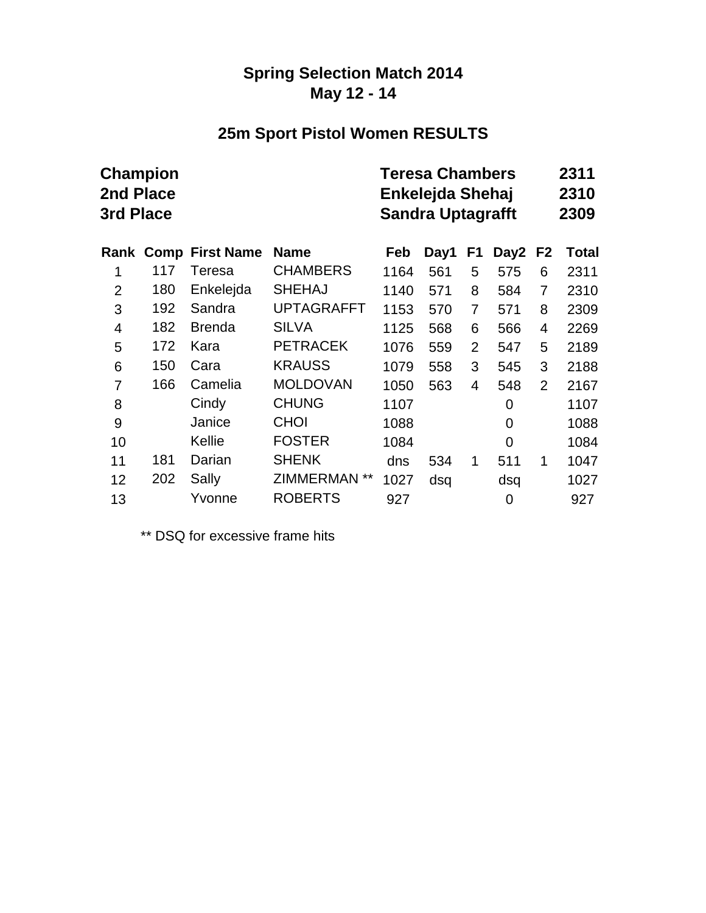# Spring Selection Match 2014
## May 12 - 14

## 25m Sport Pistol Women RESULTS

| | | |
|---|---|---|
| **Champion** | **Teresa Chambers** | **2311** |
| **2nd Place** | **Enkelejda Shehaj** | **2310** |
| **3rd Place** | **Sandra Uptagrafft** | **2309** |

| Rank | Comp | First Name | Name | Feb | Day1 | F1 | Day2 | F2 | Total |
|---|---|---|---|---|---|---|---|---|---|
| 1 | 117 | Teresa | CHAMBERS | 1164 | 561 | 5 | 575 | 6 | 2311 |
| 2 | 180 | Enkelejda | SHEHAJ | 1140 | 571 | 8 | 584 | 7 | 2310 |
| 3 | 192 | Sandra | UPTAGRAFFT | 1153 | 570 | 7 | 571 | 8 | 2309 |
| 4 | 182 | Brenda | SILVA | 1125 | 568 | 6 | 566 | 4 | 2269 |
| 5 | 172 | Kara | PETRACEK | 1076 | 559 | 2 | 547 | 5 | 2189 |
| 6 | 150 | Cara | KRAUSS | 1079 | 558 | 3 | 545 | 3 | 2188 |
| 7 | 166 | Camelia | MOLDOVAN | 1050 | 563 | 4 | 548 | 2 | 2167 |
| 8 | | Cindy | CHUNG | 1107 | | | 0 | | 1107 |
| 9 | | Janice | CHOI | 1088 | | | 0 | | 1088 |
| 10 | | Kellie | FOSTER | 1084 | | | 0 | | 1084 |
| 11 | 181 | Darian | SHENK | dns | 534 | 1 | 511 | 1 | 1047 |
| 12 | 202 | Sally | ZIMMERMAN ** | 1027 | dsq | | dsq | | 1027 |
| 13 | | Yvonne | ROBERTS | 927 | | | 0 | | 927 |

** DSQ for excessive frame hits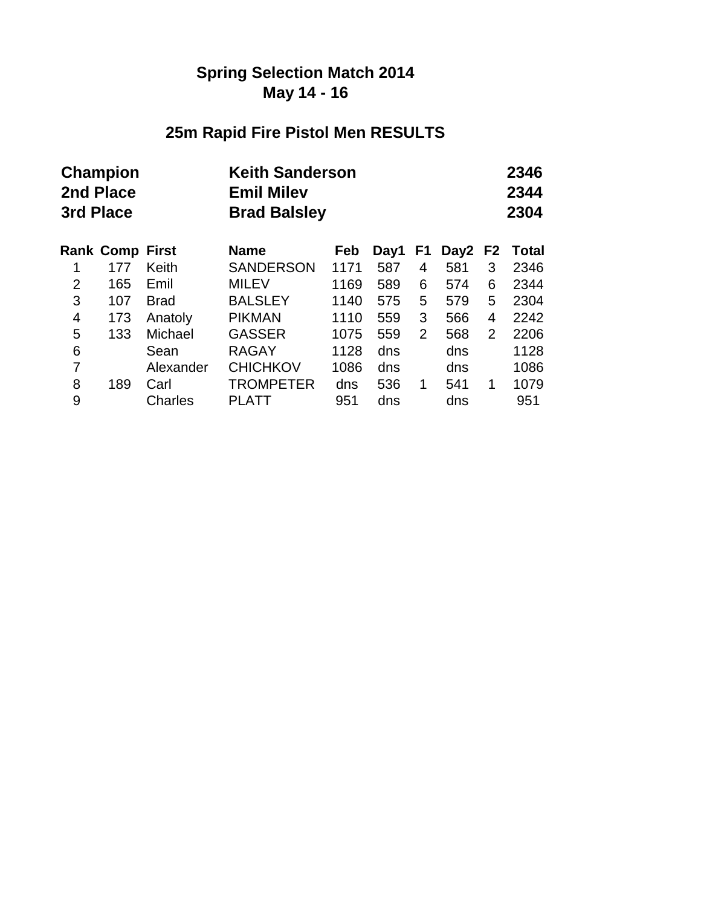# Spring Selection Match 2014

## May 14 - 16

## 25m Rapid Fire Pistol Men RESULTS

| | | |
|---|---|---|
| **Champion** | **Keith Sanderson** | **2346** |
| **2nd Place** | **Emil Milev** | **2344** |
| **3rd Place** | **Brad Balsley** | **2304** |

| Rank | Comp | First | Name | Feb | Day1 | F1 | Day2 | F2 | Total |
|---|---|---|---|---|---|---|---|---|---|
| 1 | 177 | Keith | SANDERSON | 1171 | 587 | 4 | 581 | 3 | 2346 |
| 2 | 165 | Emil | MILEV | 1169 | 589 | 6 | 574 | 6 | 2344 |
| 3 | 107 | Brad | BALSLEY | 1140 | 575 | 5 | 579 | 5 | 2304 |
| 4 | 173 | Anatoly | PIKMAN | 1110 | 559 | 3 | 566 | 4 | 2242 |
| 5 | 133 | Michael | GASSER | 1075 | 559 | 2 | 568 | 2 | 2206 |
| 6 | | Sean | RAGAY | 1128 | dns | | dns | | 1128 |
| 7 | | Alexander | CHICHKOV | 1086 | dns | | dns | | 1086 |
| 8 | 189 | Carl | TROMPETER | dns | 536 | 1 | 541 | 1 | 1079 |
| 9 | | Charles | PLATT | 951 | dns | | dns | | 951 |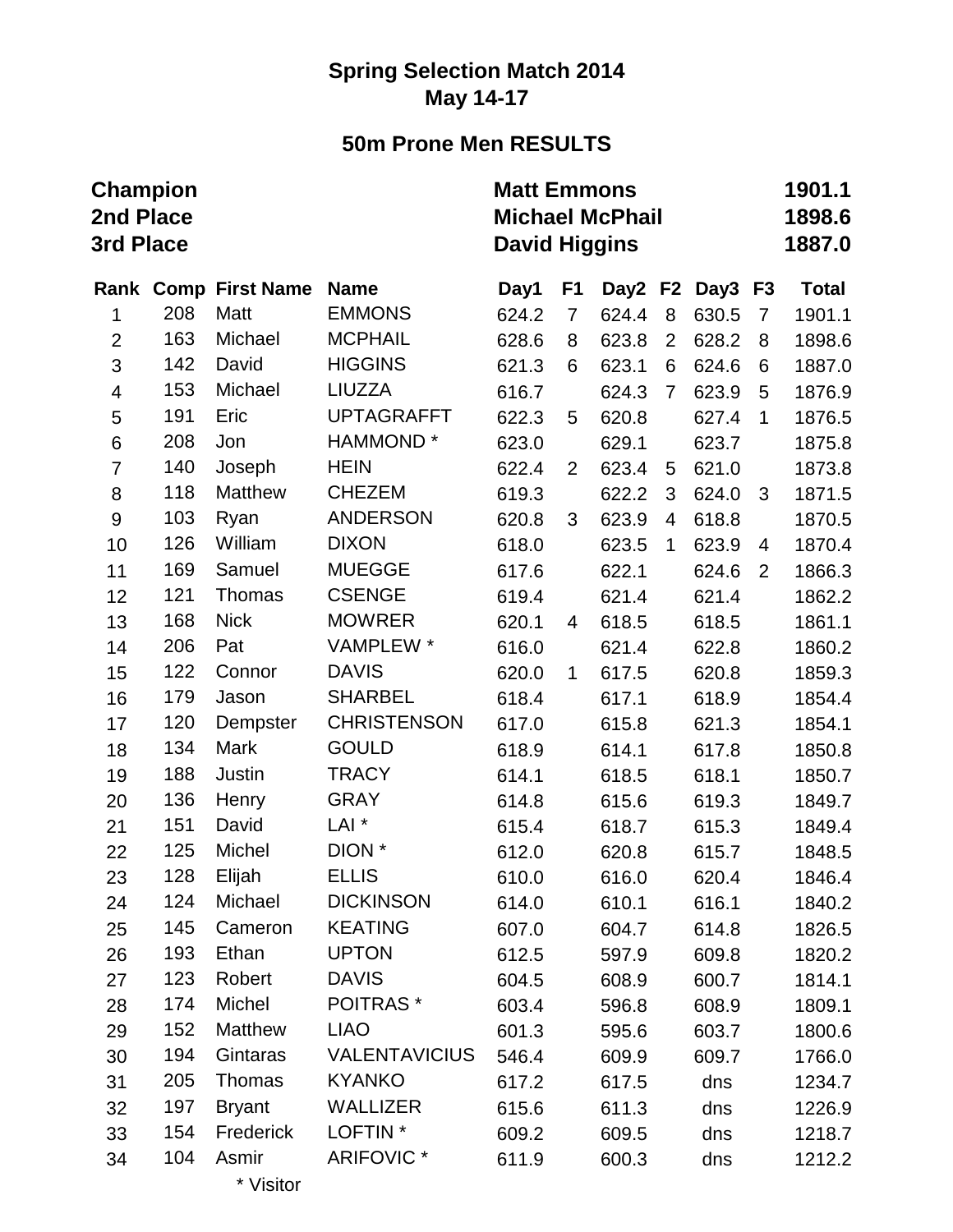# Spring Selection Match 2014

## May 14-17

## 50m Prone Men RESULTS

| | | |
|---|---|---|
| **Champion** | **Matt Emmons** | **1901.1** |
| **2nd Place** | **Michael McPhail** | **1898.6** |
| **3rd Place** | **David Higgins** | **1887.0** |

| Rank | Comp | First Name | Name | Day1 | F1 | Day2 | F2 | Day3 | F3 | Total |
|---|---|---|---|---|---|---|---|---|---|---|
| 1 | 208 | Matt | EMMONS | 624.2 | 7 | 624.4 | 8 | 630.5 | 7 | 1901.1 |
| 2 | 163 | Michael | MCPHAIL | 628.6 | 8 | 623.8 | 2 | 628.2 | 8 | 1898.6 |
| 3 | 142 | David | HIGGINS | 621.3 | 6 | 623.1 | 6 | 624.6 | 6 | 1887.0 |
| 4 | 153 | Michael | LIUZZA | 616.7 | | 624.3 | 7 | 623.9 | 5 | 1876.9 |
| 5 | 191 | Eric | UPTAGRAFFT | 622.3 | 5 | 620.8 | | 627.4 | 1 | 1876.5 |
| 6 | 208 | Jon | HAMMOND * | 623.0 | | 629.1 | | 623.7 | | 1875.8 |
| 7 | 140 | Joseph | HEIN | 622.4 | 2 | 623.4 | 5 | 621.0 | | 1873.8 |
| 8 | 118 | Matthew | CHEZEM | 619.3 | | 622.2 | 3 | 624.0 | 3 | 1871.5 |
| 9 | 103 | Ryan | ANDERSON | 620.8 | 3 | 623.9 | 4 | 618.8 | | 1870.5 |
| 10 | 126 | William | DIXON | 618.0 | | 623.5 | 1 | 623.9 | 4 | 1870.4 |
| 11 | 169 | Samuel | MUEGGE | 617.6 | | 622.1 | | 624.6 | 2 | 1866.3 |
| 12 | 121 | Thomas | CSENGE | 619.4 | | 621.4 | | 621.4 | | 1862.2 |
| 13 | 168 | Nick | MOWRER | 620.1 | 4 | 618.5 | | 618.5 | | 1861.1 |
| 14 | 206 | Pat | VAMPLEW * | 616.0 | | 621.4 | | 622.8 | | 1860.2 |
| 15 | 122 | Connor | DAVIS | 620.0 | 1 | 617.5 | | 620.8 | | 1859.3 |
| 16 | 179 | Jason | SHARBEL | 618.4 | | 617.1 | | 618.9 | | 1854.4 |
| 17 | 120 | Dempster | CHRISTENSON | 617.0 | | 615.8 | | 621.3 | | 1854.1 |
| 18 | 134 | Mark | GOULD | 618.9 | | 614.1 | | 617.8 | | 1850.8 |
| 19 | 188 | Justin | TRACY | 614.1 | | 618.5 | | 618.1 | | 1850.7 |
| 20 | 136 | Henry | GRAY | 614.8 | | 615.6 | | 619.3 | | 1849.7 |
| 21 | 151 | David | LAI * | 615.4 | | 618.7 | | 615.3 | | 1849.4 |
| 22 | 125 | Michel | DION * | 612.0 | | 620.8 | | 615.7 | | 1848.5 |
| 23 | 128 | Elijah | ELLIS | 610.0 | | 616.0 | | 620.4 | | 1846.4 |
| 24 | 124 | Michael | DICKINSON | 614.0 | | 610.1 | | 616.1 | | 1840.2 |
| 25 | 145 | Cameron | KEATING | 607.0 | | 604.7 | | 614.8 | | 1826.5 |
| 26 | 193 | Ethan | UPTON | 612.5 | | 597.9 | | 609.8 | | 1820.2 |
| 27 | 123 | Robert | DAVIS | 604.5 | | 608.9 | | 600.7 | | 1814.1 |
| 28 | 174 | Michel | POITRAS * | 603.4 | | 596.8 | | 608.9 | | 1809.1 |
| 29 | 152 | Matthew | LIAO | 601.3 | | 595.6 | | 603.7 | | 1800.6 |
| 30 | 194 | Gintaras | VALENTAVICIUS | 546.4 | | 609.9 | | 609.7 | | 1766.0 |
| 31 | 205 | Thomas | KYANKO | 617.2 | | 617.5 | | dns | | 1234.7 |
| 32 | 197 | Bryant | WALLIZER | 615.6 | | 611.3 | | dns | | 1226.9 |
| 33 | 154 | Frederick | LOFTIN * | 609.2 | | 609.5 | | dns | | 1218.7 |
| 34 | 104 | Asmir | ARIFOVIC * | 611.9 | | 600.3 | | dns | | 1212.2 |

* Visitor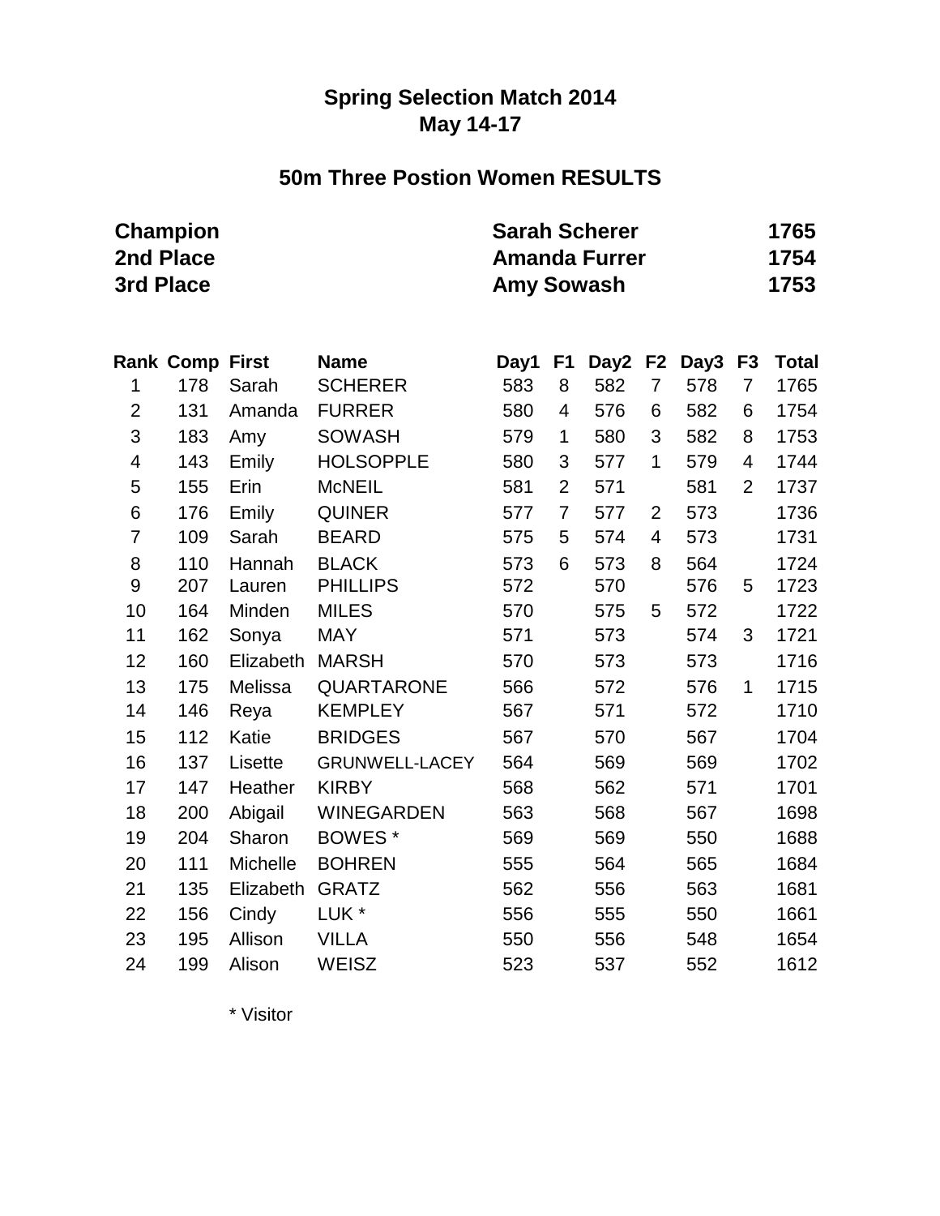# Spring Selection Match 2014
## May 14-17

## 50m Three Postion Women RESULTS

| | | |
|---|---|---|
| **Champion** | **Sarah Scherer** | **1765** |
| **2nd Place** | **Amanda Furrer** | **1754** |
| **3rd Place** | **Amy Sowash** | **1753** |

| Rank | Comp | First | Name | Day1 | F1 | Day2 | F2 | Day3 | F3 | Total |
|---|---|---|---|---|---|---|---|---|---|---|
| 1 | 178 | Sarah | SCHERER | 583 | 8 | 582 | 7 | 578 | 7 | 1765 |
| 2 | 131 | Amanda | FURRER | 580 | 4 | 576 | 6 | 582 | 6 | 1754 |
| 3 | 183 | Amy | SOWASH | 579 | 1 | 580 | 3 | 582 | 8 | 1753 |
| 4 | 143 | Emily | HOLSOPPLE | 580 | 3 | 577 | 1 | 579 | 4 | 1744 |
| 5 | 155 | Erin | McNEIL | 581 | 2 | 571 | | 581 | 2 | 1737 |
| 6 | 176 | Emily | QUINER | 577 | 7 | 577 | 2 | 573 | | 1736 |
| 7 | 109 | Sarah | BEARD | 575 | 5 | 574 | 4 | 573 | | 1731 |
| 8 | 110 | Hannah | BLACK | 573 | 6 | 573 | 8 | 564 | | 1724 |
| 9 | 207 | Lauren | PHILLIPS | 572 | | 570 | | 576 | 5 | 1723 |
| 10 | 164 | Minden | MILES | 570 | | 575 | 5 | 572 | | 1722 |
| 11 | 162 | Sonya | MAY | 571 | | 573 | | 574 | 3 | 1721 |
| 12 | 160 | Elizabeth | MARSH | 570 | | 573 | | 573 | | 1716 |
| 13 | 175 | Melissa | QUARTARONE | 566 | | 572 | | 576 | 1 | 1715 |
| 14 | 146 | Reya | KEMPLEY | 567 | | 571 | | 572 | | 1710 |
| 15 | 112 | Katie | BRIDGES | 567 | | 570 | | 567 | | 1704 |
| 16 | 137 | Lisette | GRUNWELL-LACEY | 564 | | 569 | | 569 | | 1702 |
| 17 | 147 | Heather | KIRBY | 568 | | 562 | | 571 | | 1701 |
| 18 | 200 | Abigail | WINEGARDEN | 563 | | 568 | | 567 | | 1698 |
| 19 | 204 | Sharon | BOWES * | 569 | | 569 | | 550 | | 1688 |
| 20 | 111 | Michelle | BOHREN | 555 | | 564 | | 565 | | 1684 |
| 21 | 135 | Elizabeth | GRATZ | 562 | | 556 | | 563 | | 1681 |
| 22 | 156 | Cindy | LUK * | 556 | | 555 | | 550 | | 1661 |
| 23 | 195 | Allison | VILLA | 550 | | 556 | | 548 | | 1654 |
| 24 | 199 | Alison | WEISZ | 523 | | 537 | | 552 | | 1612 |

* Visitor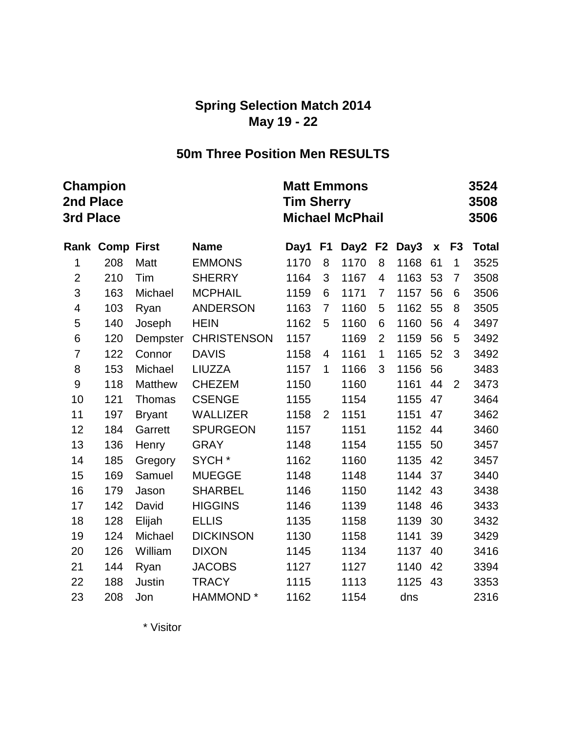# Spring Selection Match 2014
## May 19 - 22

## 50m Three Position Men RESULTS

| | | |
|---|---|---|
| **Champion** | **Matt Emmons** | **3524** |
| **2nd Place** | **Tim Sherry** | **3508** |
| **3rd Place** | **Michael McPhail** | **3506** |

| Rank | Comp | First | Name | Day1 | F1 | Day2 | F2 | Day3 | x | F3 | Total |
|---|---|---|---|---|---|---|---|---|---|---|---|
| 1 | 208 | Matt | EMMONS | 1170 | 8 | 1170 | 8 | 1168 | 61 | 1 | 3525 |
| 2 | 210 | Tim | SHERRY | 1164 | 3 | 1167 | 4 | 1163 | 53 | 7 | 3508 |
| 3 | 163 | Michael | MCPHAIL | 1159 | 6 | 1171 | 7 | 1157 | 56 | 6 | 3506 |
| 4 | 103 | Ryan | ANDERSON | 1163 | 7 | 1160 | 5 | 1162 | 55 | 8 | 3505 |
| 5 | 140 | Joseph | HEIN | 1162 | 5 | 1160 | 6 | 1160 | 56 | 4 | 3497 |
| 6 | 120 | Dempster | CHRISTENSON | 1157 | | 1169 | 2 | 1159 | 56 | 5 | 3492 |
| 7 | 122 | Connor | DAVIS | 1158 | 4 | 1161 | 1 | 1165 | 52 | 3 | 3492 |
| 8 | 153 | Michael | LIUZZA | 1157 | 1 | 1166 | 3 | 1156 | 56 | | 3483 |
| 9 | 118 | Matthew | CHEZEM | 1150 | | 1160 | | 1161 | 44 | 2 | 3473 |
| 10 | 121 | Thomas | CSENGE | 1155 | | 1154 | | 1155 | 47 | | 3464 |
| 11 | 197 | Bryant | WALLIZER | 1158 | 2 | 1151 | | 1151 | 47 | | 3462 |
| 12 | 184 | Garrett | SPURGEON | 1157 | | 1151 | | 1152 | 44 | | 3460 |
| 13 | 136 | Henry | GRAY | 1148 | | 1154 | | 1155 | 50 | | 3457 |
| 14 | 185 | Gregory | SYCH * | 1162 | | 1160 | | 1135 | 42 | | 3457 |
| 15 | 169 | Samuel | MUEGGE | 1148 | | 1148 | | 1144 | 37 | | 3440 |
| 16 | 179 | Jason | SHARBEL | 1146 | | 1150 | | 1142 | 43 | | 3438 |
| 17 | 142 | David | HIGGINS | 1146 | | 1139 | | 1148 | 46 | | 3433 |
| 18 | 128 | Elijah | ELLIS | 1135 | | 1158 | | 1139 | 30 | | 3432 |
| 19 | 124 | Michael | DICKINSON | 1130 | | 1158 | | 1141 | 39 | | 3429 |
| 20 | 126 | William | DIXON | 1145 | | 1134 | | 1137 | 40 | | 3416 |
| 21 | 144 | Ryan | JACOBS | 1127 | | 1127 | | 1140 | 42 | | 3394 |
| 22 | 188 | Justin | TRACY | 1115 | | 1113 | | 1125 | 43 | | 3353 |
| 23 | 208 | Jon | HAMMOND * | 1162 | | 1154 | | dns | | | 2316 |

\* Visitor